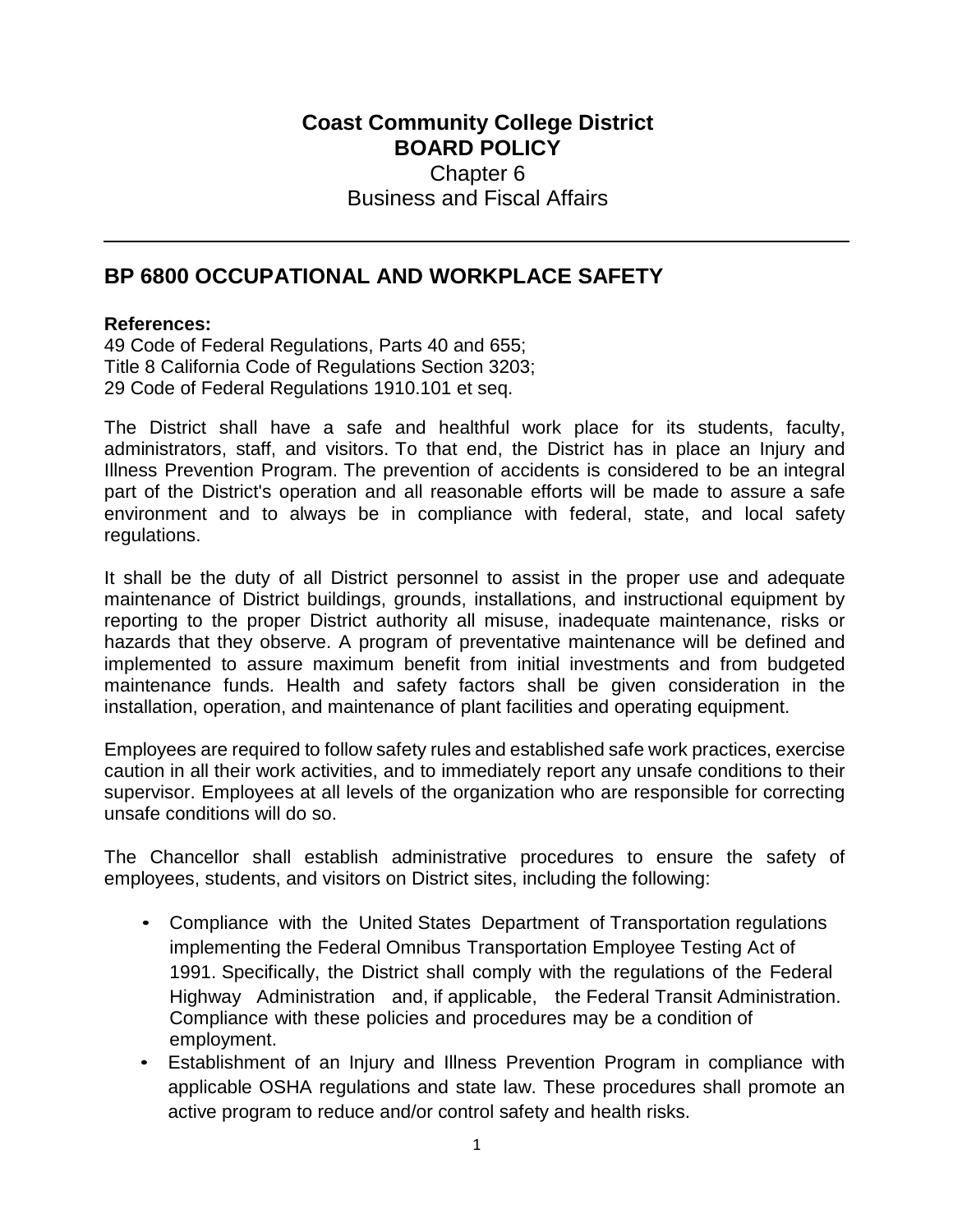**Coast Community College District**
**BOARD POLICY**
Chapter 6
Business and Fiscal Affairs

---

## BP 6800 OCCUPATIONAL AND WORKPLACE SAFETY

**References:**
49 Code of Federal Regulations, Parts 40 and 655;
Title 8 California Code of Regulations Section 3203;
29 Code of Federal Regulations 1910.101 et seq.

The District shall have a safe and healthful work place for its students, faculty, administrators, staff, and visitors. To that end, the District has in place an Injury and Illness Prevention Program. The prevention of accidents is considered to be an integral part of the District's operation and all reasonable efforts will be made to assure a safe environment and to always be in compliance with federal, state, and local safety regulations.

It shall be the duty of all District personnel to assist in the proper use and adequate maintenance of District buildings, grounds, installations, and instructional equipment by reporting to the proper District authority all misuse, inadequate maintenance, risks or hazards that they observe. A program of preventative maintenance will be defined and implemented to assure maximum benefit from initial investments and from budgeted maintenance funds. Health and safety factors shall be given consideration in the installation, operation, and maintenance of plant facilities and operating equipment.

Employees are required to follow safety rules and established safe work practices, exercise caution in all their work activities, and to immediately report any unsafe conditions to their supervisor. Employees at all levels of the organization who are responsible for correcting unsafe conditions will do so.

The Chancellor shall establish administrative procedures to ensure the safety of employees, students, and visitors on District sites, including the following:

- Compliance with the United States Department of Transportation regulations implementing the Federal Omnibus Transportation Employee Testing Act of 1991. Specifically, the District shall comply with the regulations of the Federal Highway Administration and, if applicable, the Federal Transit Administration. Compliance with these policies and procedures may be a condition of employment.
- Establishment of an Injury and Illness Prevention Program in compliance with applicable OSHA regulations and state law. These procedures shall promote an active program to reduce and/or control safety and health risks.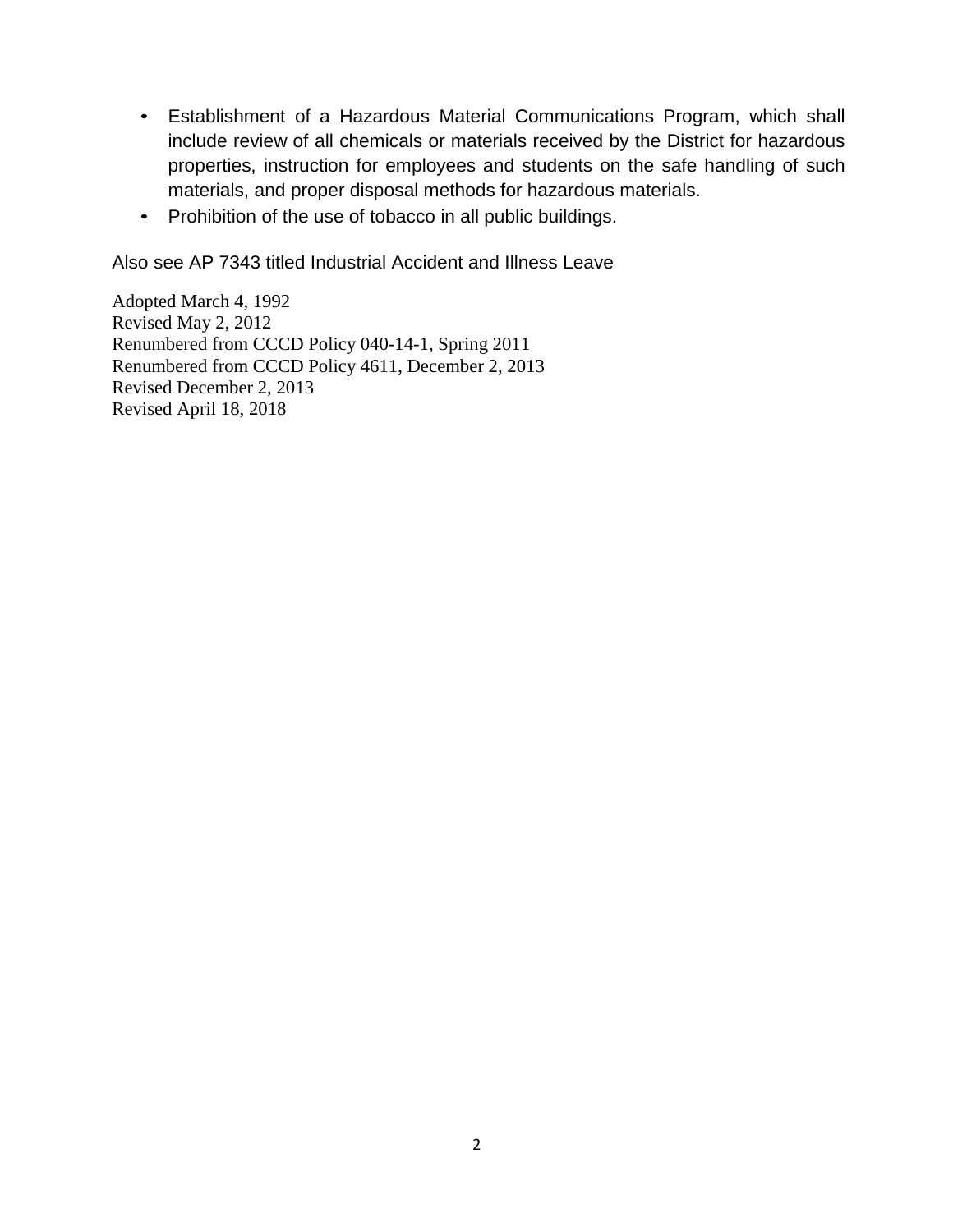- Establishment of a Hazardous Material Communications Program, which shall include review of all chemicals or materials received by the District for hazardous properties, instruction for employees and students on the safe handling of such materials, and proper disposal methods for hazardous materials.
- Prohibition of the use of tobacco in all public buildings.

Also see AP 7343 titled Industrial Accident and Illness Leave

Adopted March 4, 1992
Revised May 2, 2012
Renumbered from CCCD Policy 040-14-1, Spring 2011
Renumbered from CCCD Policy 4611, December 2, 2013
Revised December 2, 2013
Revised April 18, 2018